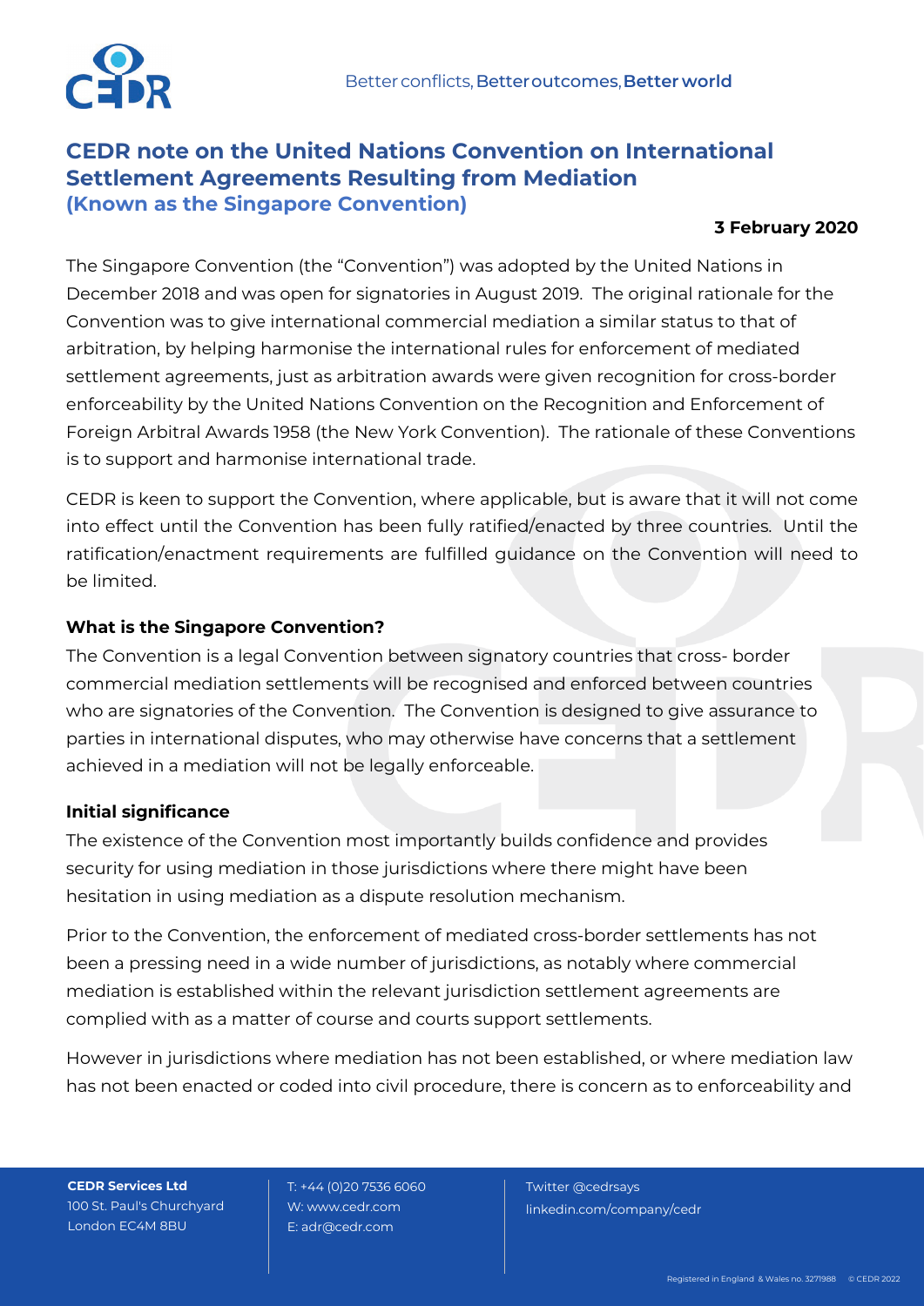# CEDR note on the United Nations Convention on International Settlement Agreements Resulting from Mediation

## (Known as the Singapore Convention)

**3 February 2020**

The Singapore Convention (the "Convention") was adopted by the United Nations in December 2018 and was open for signatories in August 2019. The original rationale for the Convention was to give international commercial mediation a similar status to that of arbitration, by helping harmonise the international rules for enforcement of mediated settlement agreements, just as arbitration awards were given recognition for cross-border enforceability by the United Nations Convention on the Recognition and Enforcement of Foreign Arbitral Awards 1958 (the New York Convention). The rationale of these Conventions is to support and harmonise international trade.

CEDR is keen to support the Convention, where applicable, but is aware that it will not come into effect until the Convention has been fully ratified/enacted by three countries. Until the ratification/enactment requirements are fulfilled guidance on the Convention will need to be limited.

### What is the Singapore Convention?

The Convention is a legal Convention between signatory countries that cross- border commercial mediation settlements will be recognised and enforced between countries who are signatories of the Convention. The Convention is designed to give assurance to parties in international disputes, who may otherwise have concerns that a settlement achieved in a mediation will not be legally enforceable.

### Initial significance

The existence of the Convention most importantly builds confidence and provides security for using mediation in those jurisdictions where there might have been hesitation in using mediation as a dispute resolution mechanism.

Prior to the Convention, the enforcement of mediated cross-border settlements has not been a pressing need in a wide number of jurisdictions, as notably where commercial mediation is established within the relevant jurisdiction settlement agreements are complied with as a matter of course and courts support settlements.

However in jurisdictions where mediation has not been established, or where mediation law has not been enacted or coded into civil procedure, there is concern as to enforceability and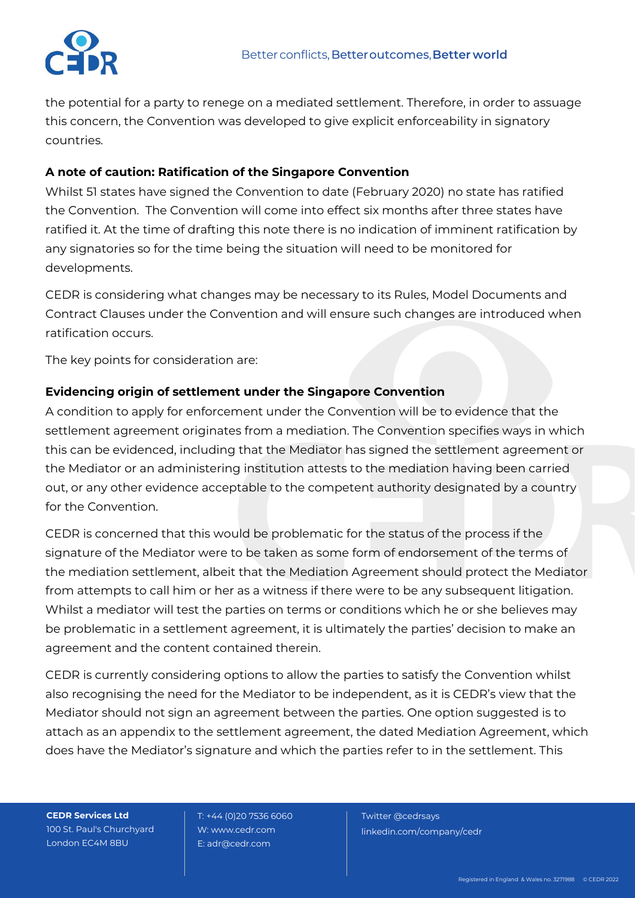the potential for a party to renege on a mediated settlement. Therefore, in order to assuage this concern, the Convention was developed to give explicit enforceability in signatory countries.

**A note of caution: Ratification of the Singapore Convention**

Whilst 51 states have signed the Convention to date (February 2020) no state has ratified the Convention. The Convention will come into effect six months after three states have ratified it. At the time of drafting this note there is no indication of imminent ratification by any signatories so for the time being the situation will need to be monitored for developments.

CEDR is considering what changes may be necessary to its Rules, Model Documents and Contract Clauses under the Convention and will ensure such changes are introduced when ratification occurs.

The key points for consideration are:

**Evidencing origin of settlement under the Singapore Convention**

A condition to apply for enforcement under the Convention will be to evidence that the settlement agreement originates from a mediation. The Convention specifies ways in which this can be evidenced, including that the Mediator has signed the settlement agreement or the Mediator or an administering institution attests to the mediation having been carried out, or any other evidence acceptable to the competent authority designated by a country for the Convention.

CEDR is concerned that this would be problematic for the status of the process if the signature of the Mediator were to be taken as some form of endorsement of the terms of the mediation settlement, albeit that the Mediation Agreement should protect the Mediator from attempts to call him or her as a witness if there were to be any subsequent litigation. Whilst a mediator will test the parties on terms or conditions which he or she believes may be problematic in a settlement agreement, it is ultimately the parties' decision to make an agreement and the content contained therein.

CEDR is currently considering options to allow the parties to satisfy the Convention whilst also recognising the need for the Mediator to be independent, as it is CEDR's view that the Mediator should not sign an agreement between the parties. One option suggested is to attach as an appendix to the settlement agreement, the dated Mediation Agreement, which does have the Mediator's signature and which the parties refer to in the settlement. This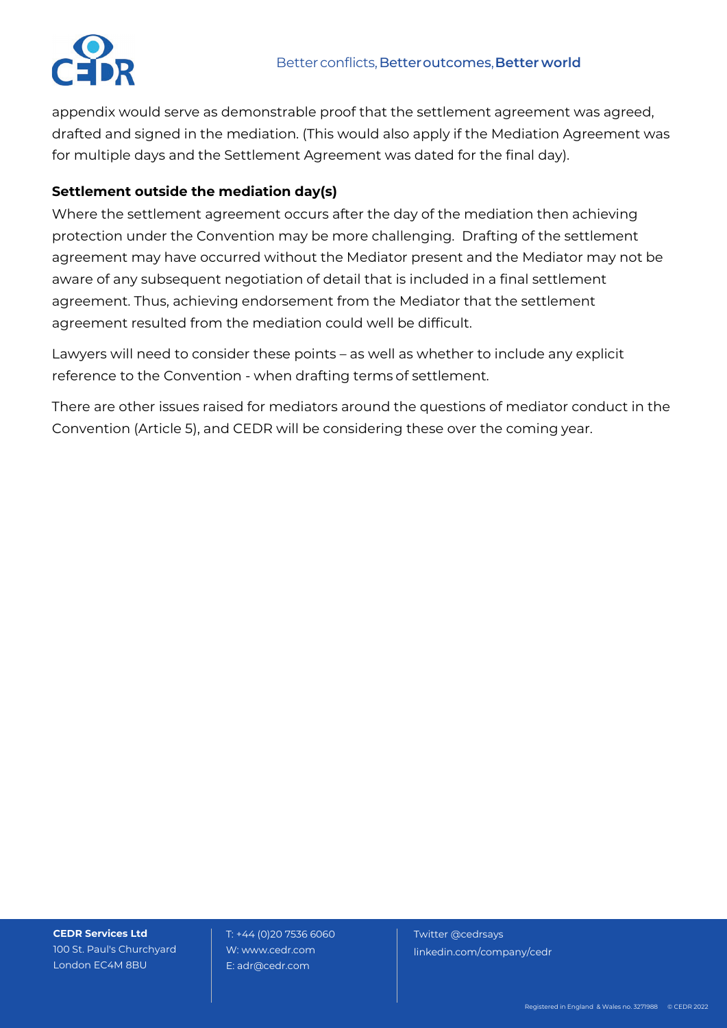appendix would serve as demonstrable proof that the settlement agreement was agreed, drafted and signed in the mediation. (This would also apply if the Mediation Agreement was for multiple days and the Settlement Agreement was dated for the final day).

**Settlement outside the mediation day(s)**

Where the settlement agreement occurs after the day of the mediation then achieving protection under the Convention may be more challenging. Drafting of the settlement agreement may have occurred without the Mediator present and the Mediator may not be aware of any subsequent negotiation of detail that is included in a final settlement agreement. Thus, achieving endorsement from the Mediator that the settlement agreement resulted from the mediation could well be difficult.

Lawyers will need to consider these points – as well as whether to include any explicit reference to the Convention - when drafting terms of settlement.

There are other issues raised for mediators around the questions of mediator conduct in the Convention (Article 5), and CEDR will be considering these over the coming year.